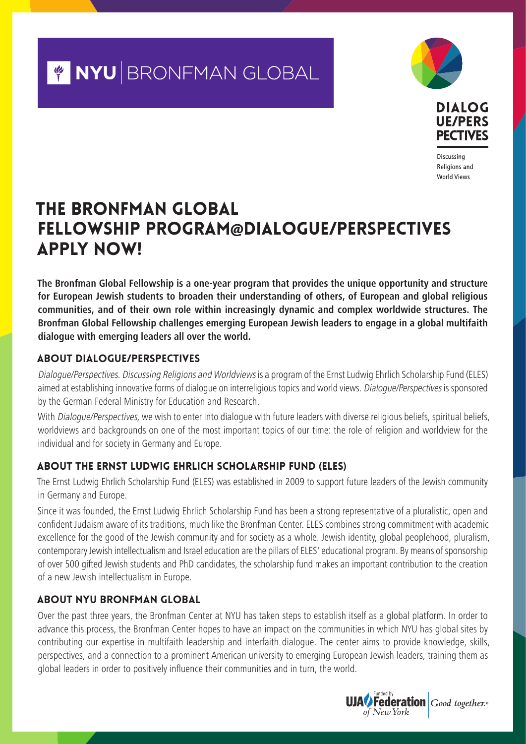NYU | BRONFMAN GLOBAL

DIALOGUE/PERSPECTIVES

Discussing Religions and World Views

# THE BRONFMAN GLOBAL FELLOWSHIP PROGRAM@DIALOGUE/PERSPECTIVES APPLY NOW!

**The Bronfman Global Fellowship is a one-year program that provides the unique opportunity and structure for European Jewish students to broaden their understanding of others, of European and global religious communities, and of their own role within increasingly dynamic and complex worldwide structures. The Bronfman Global Fellowship challenges emerging European Jewish leaders to engage in a global multifaith dialogue with emerging leaders all over the world.**

## ABOUT DIALOGUE/PERSPECTIVES

*Dialogue/Perspectives. Discussing Religions and Worldviews* is a program of the Ernst Ludwig Ehrlich Scholarship Fund (ELES) aimed at establishing innovative forms of dialogue on interreligious topics and world views. *Dialogue/Perspectives* is sponsored by the German Federal Ministry for Education and Research.

With *Dialogue/Perspectives,* we wish to enter into dialogue with future leaders with diverse religious beliefs, spiritual beliefs, worldviews and backgrounds on one of the most important topics of our time: the role of religion and worldview for the individual and for society in Germany and Europe.

## ABOUT THE ERNST LUDWIG EHRLICH SCHOLARSHIP FUND (ELES)

The Ernst Ludwig Ehrlich Scholarship Fund (ELES) was established in 2009 to support future leaders of the Jewish community in Germany and Europe.

Since it was founded, the Ernst Ludwig Ehrlich Scholarship Fund has been a strong representative of a pluralistic, open and confident Judaism aware of its traditions, much like the Bronfman Center. ELES combines strong commitment with academic excellence for the good of the Jewish community and for society as a whole. Jewish identity, global peoplehood, pluralism, contemporary Jewish intellectualism and Israel education are the pillars of ELES' educational program. By means of sponsorship of over 500 gifted Jewish students and PhD candidates, the scholarship fund makes an important contribution to the creation of a new Jewish intellectualism in Europe.

## ABOUT NYU BRONFMAN GLOBAL

Over the past three years, the Bronfman Center at NYU has taken steps to establish itself as a global platform. In order to advance this process, the Bronfman Center hopes to have an impact on the communities in which NYU has global sites by contributing our expertise in multifaith leadership and interfaith dialogue. The center aims to provide knowledge, skills, perspectives, and a connection to a prominent American university to emerging European Jewish leaders, training them as global leaders in order to positively influence their communities and in turn, the world.

Funded by UJA Federation of New York | Good together.®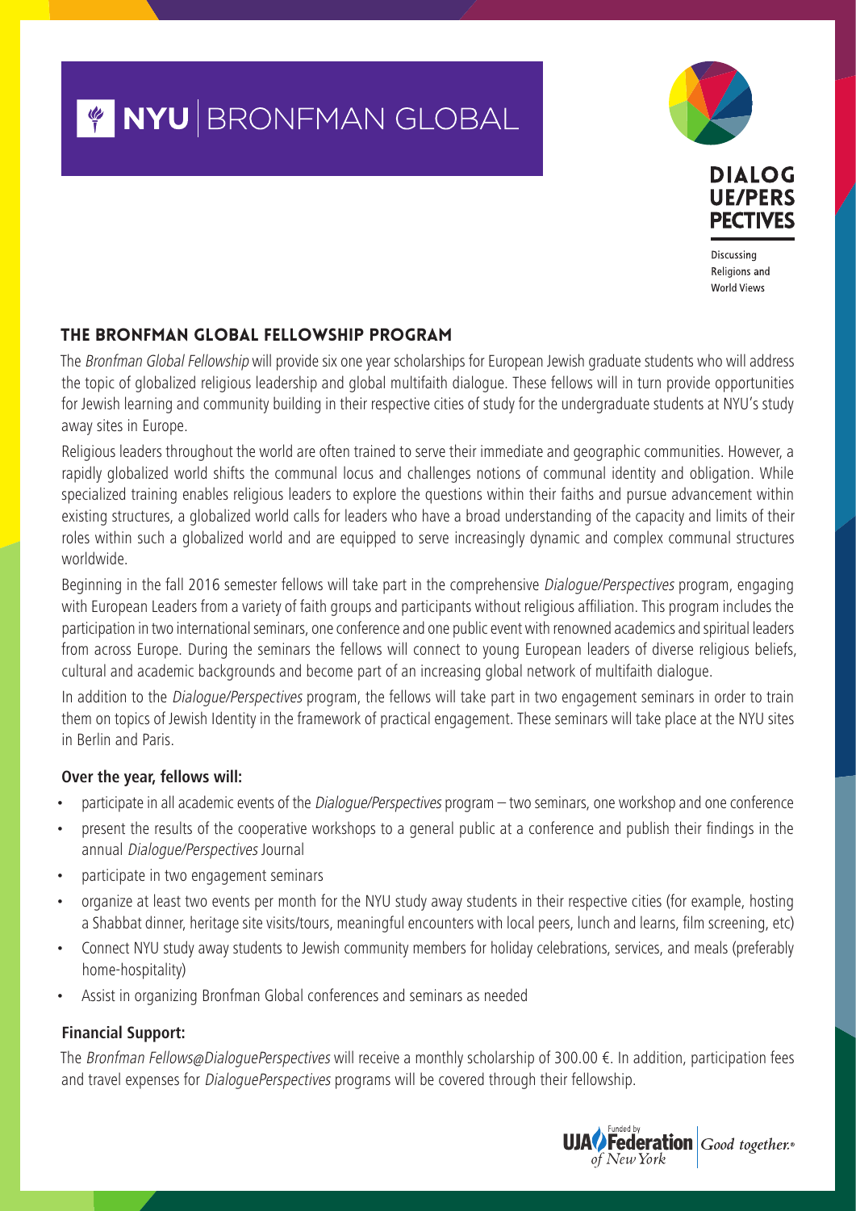NYU | BRONFMAN GLOBAL

DIALOGUE/PERSPECTIVES

Discussing Religions and World Views

## THE BRONFMAN GLOBAL FELLOWSHIP PROGRAM

The *Bronfman Global Fellowship* will provide six one year scholarships for European Jewish graduate students who will address the topic of globalized religious leadership and global multifaith dialogue. These fellows will in turn provide opportunities for Jewish learning and community building in their respective cities of study for the undergraduate students at NYU's study away sites in Europe.

Religious leaders throughout the world are often trained to serve their immediate and geographic communities. However, a rapidly globalized world shifts the communal locus and challenges notions of communal identity and obligation. While specialized training enables religious leaders to explore the questions within their faiths and pursue advancement within existing structures, a globalized world calls for leaders who have a broad understanding of the capacity and limits of their roles within such a globalized world and are equipped to serve increasingly dynamic and complex communal structures worldwide.

Beginning in the fall 2016 semester fellows will take part in the comprehensive *Dialogue/Perspectives* program, engaging with European Leaders from a variety of faith groups and participants without religious affiliation. This program includes the participation in two international seminars, one conference and one public event with renowned academics and spiritual leaders from across Europe. During the seminars the fellows will connect to young European leaders of diverse religious beliefs, cultural and academic backgrounds and become part of an increasing global network of multifaith dialogue.

In addition to the *Dialogue/Perspectives* program, the fellows will take part in two engagement seminars in order to train them on topics of Jewish Identity in the framework of practical engagement. These seminars will take place at the NYU sites in Berlin and Paris.

**Over the year, fellows will:**

- participate in all academic events of the *Dialogue/Perspectives* program – two seminars, one workshop and one conference
- present the results of the cooperative workshops to a general public at a conference and publish their findings in the annual *Dialogue/Perspectives* Journal
- participate in two engagement seminars
- organize at least two events per month for the NYU study away students in their respective cities (for example, hosting a Shabbat dinner, heritage site visits/tours, meaningful encounters with local peers, lunch and learns, film screening, etc)
- Connect NYU study away students to Jewish community members for holiday celebrations, services, and meals (preferably home-hospitality)
- Assist in organizing Bronfman Global conferences and seminars as needed

**Financial Support:**

The *Bronfman Fellows@DialoguePerspectives* will receive a monthly scholarship of 300.00 €. In addition, participation fees and travel expenses for *DialoguePerspectives* programs will be covered through their fellowship.

Funded by UJA Federation of New York | Good together.®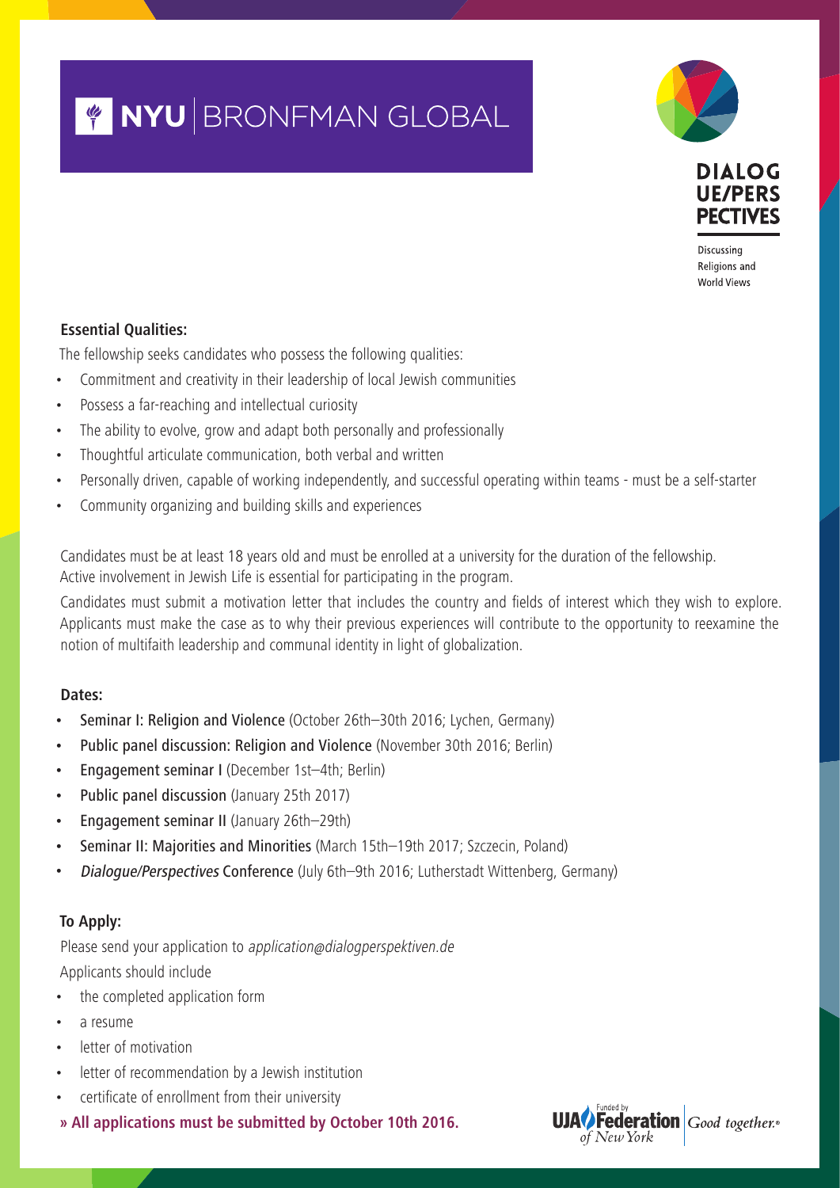# NYU | BRONFMAN GLOBAL

**DIALOG UE/PERS PECTIVES**

Discussing Religions and World Views

**Essential Qualities:**

The fellowship seeks candidates who possess the following qualities:

- Commitment and creativity in their leadership of local Jewish communities
- Possess a far-reaching and intellectual curiosity
- The ability to evolve, grow and adapt both personally and professionally
- Thoughtful articulate communication, both verbal and written
- Personally driven, capable of working independently, and successful operating within teams - must be a self-starter
- Community organizing and building skills and experiences

Candidates must be at least 18 years old and must be enrolled at a university for the duration of the fellowship. Active involvement in Jewish Life is essential for participating in the program.

Candidates must submit a motivation letter that includes the country and fields of interest which they wish to explore. Applicants must make the case as to why their previous experiences will contribute to the opportunity to reexamine the notion of multifaith leadership and communal identity in light of globalization.

**Dates:**

- Seminar I: Religion and Violence (October 26th–30th 2016; Lychen, Germany)
- Public panel discussion: Religion and Violence (November 30th 2016; Berlin)
- Engagement seminar I (December 1st–4th; Berlin)
- Public panel discussion (January 25th 2017)
- Engagement seminar II (January 26th–29th)
- Seminar II: Majorities and Minorities (March 15th–19th 2017; Szczecin, Poland)
- *Dialogue/Perspectives* Conference (July 6th–9th 2016; Lutherstadt Wittenberg, Germany)

**To Apply:**

Please send your application to *application@dialogperspektiven.de*

Applicants should include

- the completed application form
- a resume
- letter of motivation
- letter of recommendation by a Jewish institution
- certificate of enrollment from their university

**» All applications must be submitted by October 10th 2016.**

Funded by UJA Federation of New York | Good together.®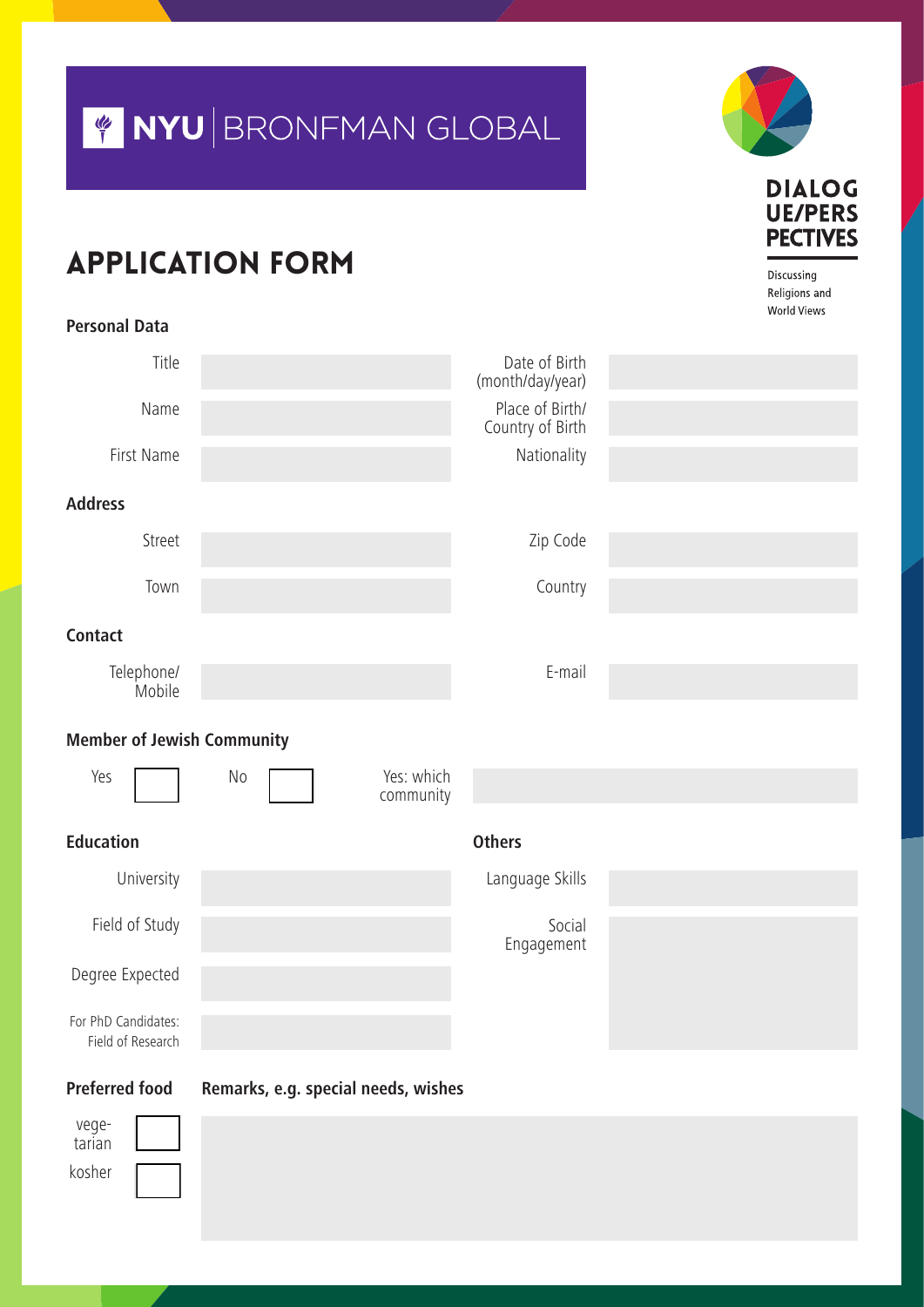# NYU | BRONFMAN GLOBAL

DIALOG
UE/PERS
PECTIVES

Discussing Religions and World Views

## APPLICATION FORM

### Personal Data

| | | | |
|---|---|---|---|
| Title | | Date of Birth (month/day/year) | |
| Name | | Place of Birth/ Country of Birth | |
| First Name | | Nationality | |

### Address

| | | | |
|---|---|---|---|
| Street | | Zip Code | |
| Town | | Country | |

### Contact

| | | | |
|---|---|---|---|
| Telephone/ Mobile | | E-mail | |

### Member of Jewish Community

Yes ☐ No ☐ Yes: which community

### Education

| | |
|---|---|
| University | |
| Field of Study | |
| Degree Expected | |
| For PhD Candidates: Field of Research | |

### Others

| | |
|---|---|
| Language Skills | |
| Social Engagement | |

### Preferred food

vegetarian ☐

kosher ☐

### Remarks, e.g. special needs, wishes